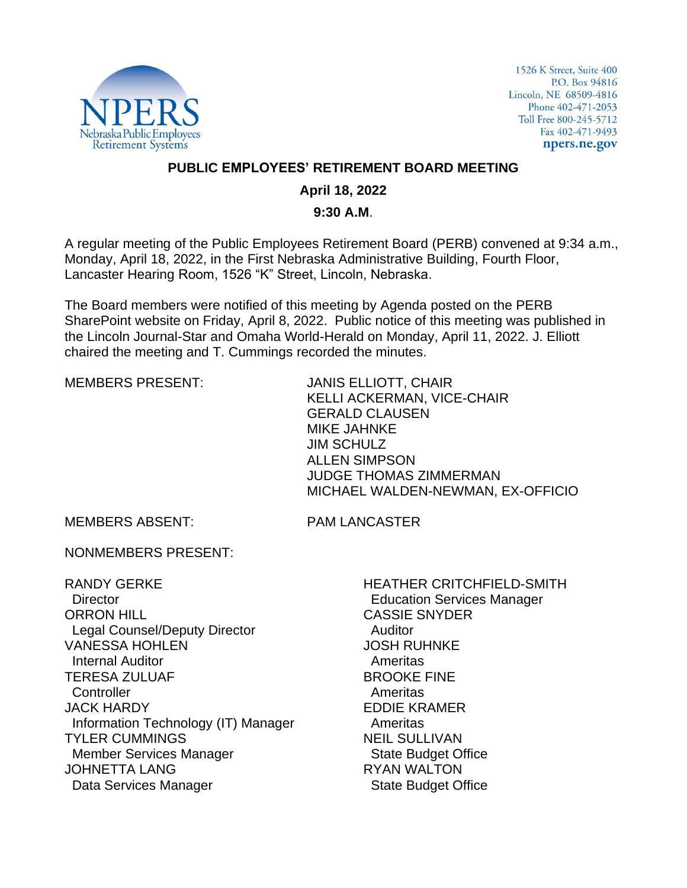NPERS
Nebraska Public Employees
Retirement Systems

1526 K Street, Suite 400
P.O. Box 94816
Lincoln, NE 68509-4816
Phone 402-471-2053
Toll Free 800-245-5712
Fax 402-471-9493
**npers.ne.gov**

# PUBLIC EMPLOYEES' RETIREMENT BOARD MEETING

**April 18, 2022**

**9:30 A.M**.

A regular meeting of the Public Employees Retirement Board (PERB) convened at 9:34 a.m., Monday, April 18, 2022, in the First Nebraska Administrative Building, Fourth Floor, Lancaster Hearing Room, 1526 "K" Street, Lincoln, Nebraska.

The Board members were notified of this meeting by Agenda posted on the PERB SharePoint website on Friday, April 8, 2022. Public notice of this meeting was published in the Lincoln Journal-Star and Omaha World-Herald on Monday, April 11, 2022. J. Elliott chaired the meeting and T. Cummings recorded the minutes.

MEMBERS PRESENT:

JANIS ELLIOTT, CHAIR
KELLI ACKERMAN, VICE-CHAIR
GERALD CLAUSEN
MIKE JAHNKE
JIM SCHULZ
ALLEN SIMPSON
JUDGE THOMAS ZIMMERMAN
MICHAEL WALDEN-NEWMAN, EX-OFFICIO

MEMBERS ABSENT:

PAM LANCASTER

NONMEMBERS PRESENT:

RANDY GERKE
Director
ORRON HILL
Legal Counsel/Deputy Director
VANESSA HOHLEN
Internal Auditor
TERESA ZULUAF
Controller
JACK HARDY
Information Technology (IT) Manager
TYLER CUMMINGS
Member Services Manager
JOHNETTA LANG
Data Services Manager
HEATHER CRITCHFIELD-SMITH
Education Services Manager
CASSIE SNYDER
Auditor
JOSH RUHNKE
Ameritas
BROOKE FINE
Ameritas
EDDIE KRAMER
Ameritas
NEIL SULLIVAN
State Budget Office
RYAN WALTON
State Budget Office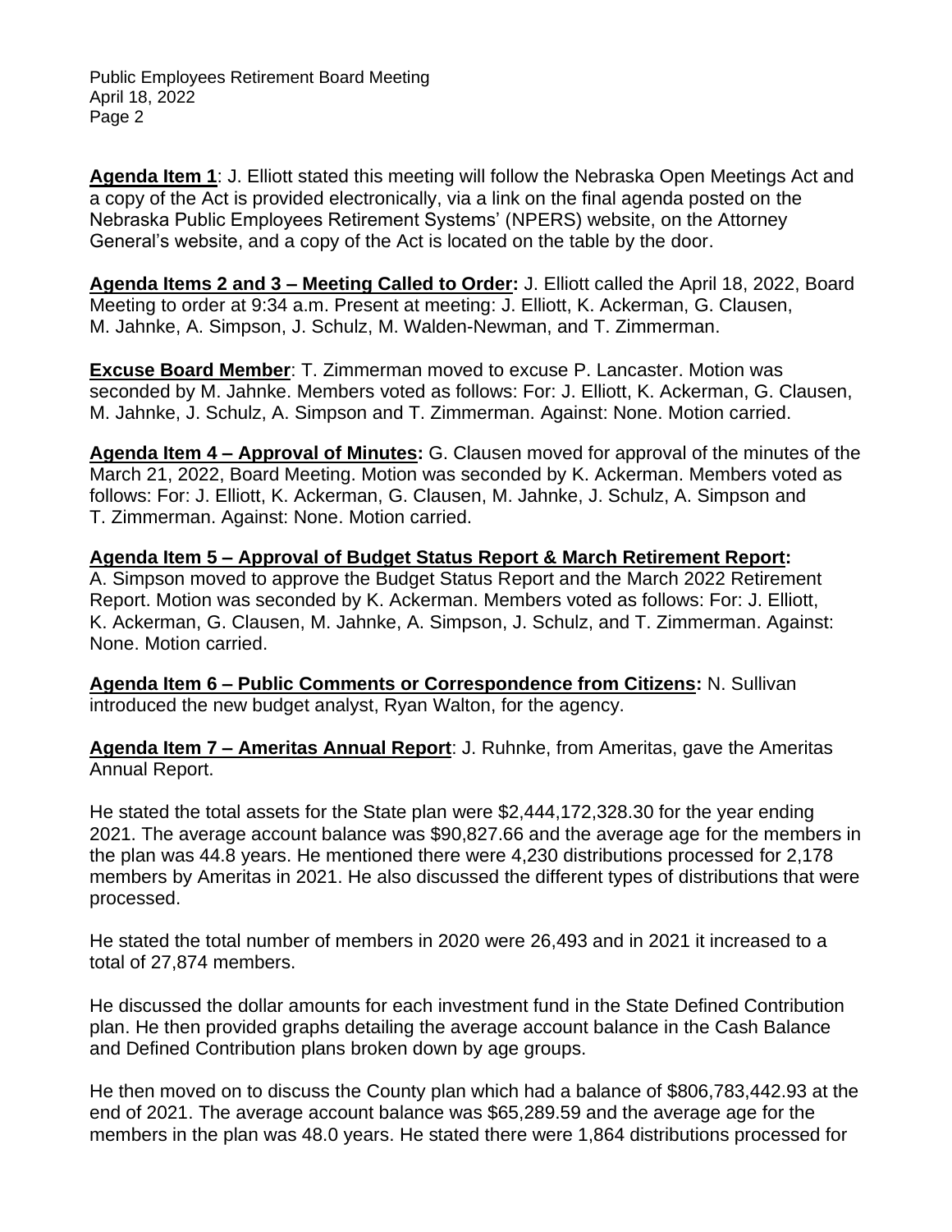**Agenda Item 1**: J. Elliott stated this meeting will follow the Nebraska Open Meetings Act and a copy of the Act is provided electronically, via a link on the final agenda posted on the Nebraska Public Employees Retirement Systems' (NPERS) website, on the Attorney General's website, and a copy of the Act is located on the table by the door.

**Agenda Items 2 and 3 – Meeting Called to Order:** J. Elliott called the April 18, 2022, Board Meeting to order at 9:34 a.m. Present at meeting: J. Elliott, K. Ackerman, G. Clausen, M. Jahnke, A. Simpson, J. Schulz, M. Walden-Newman, and T. Zimmerman.

**Excuse Board Member**: T. Zimmerman moved to excuse P. Lancaster. Motion was seconded by M. Jahnke. Members voted as follows: For: J. Elliott, K. Ackerman, G. Clausen, M. Jahnke, J. Schulz, A. Simpson and T. Zimmerman. Against: None. Motion carried.

**Agenda Item 4 – Approval of Minutes:** G. Clausen moved for approval of the minutes of the March 21, 2022, Board Meeting. Motion was seconded by K. Ackerman. Members voted as follows: For: J. Elliott, K. Ackerman, G. Clausen, M. Jahnke, J. Schulz, A. Simpson and T. Zimmerman. Against: None. Motion carried.

**Agenda Item 5 – Approval of Budget Status Report & March Retirement Report:** A. Simpson moved to approve the Budget Status Report and the March 2022 Retirement Report. Motion was seconded by K. Ackerman. Members voted as follows: For: J. Elliott, K. Ackerman, G. Clausen, M. Jahnke, A. Simpson, J. Schulz, and T. Zimmerman. Against: None. Motion carried.

**Agenda Item 6 – Public Comments or Correspondence from Citizens:** N. Sullivan introduced the new budget analyst, Ryan Walton, for the agency.

**Agenda Item 7 – Ameritas Annual Report**: J. Ruhnke, from Ameritas, gave the Ameritas Annual Report.

He stated the total assets for the State plan were $2,444,172,328.30 for the year ending 2021. The average account balance was $90,827.66 and the average age for the members in the plan was 44.8 years. He mentioned there were 4,230 distributions processed for 2,178 members by Ameritas in 2021. He also discussed the different types of distributions that were processed.

He stated the total number of members in 2020 were 26,493 and in 2021 it increased to a total of 27,874 members.

He discussed the dollar amounts for each investment fund in the State Defined Contribution plan. He then provided graphs detailing the average account balance in the Cash Balance and Defined Contribution plans broken down by age groups.

He then moved on to discuss the County plan which had a balance of $806,783,442.93 at the end of 2021. The average account balance was $65,289.59 and the average age for the members in the plan was 48.0 years. He stated there were 1,864 distributions processed for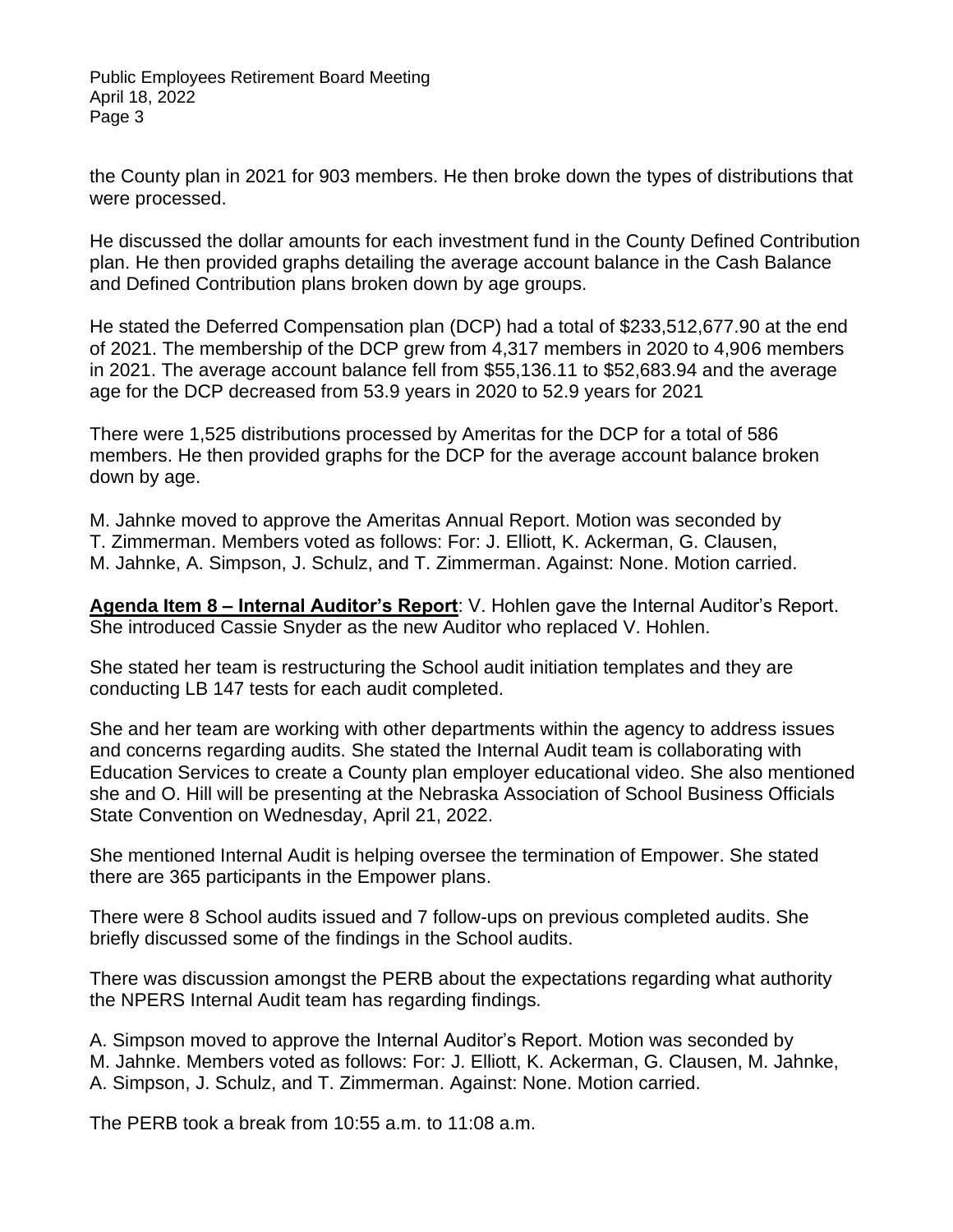the County plan in 2021 for 903 members. He then broke down the types of distributions that were processed.

He discussed the dollar amounts for each investment fund in the County Defined Contribution plan. He then provided graphs detailing the average account balance in the Cash Balance and Defined Contribution plans broken down by age groups.

He stated the Deferred Compensation plan (DCP) had a total of $233,512,677.90 at the end of 2021. The membership of the DCP grew from 4,317 members in 2020 to 4,906 members in 2021. The average account balance fell from $55,136.11 to $52,683.94 and the average age for the DCP decreased from 53.9 years in 2020 to 52.9 years for 2021

There were 1,525 distributions processed by Ameritas for the DCP for a total of 586 members. He then provided graphs for the DCP for the average account balance broken down by age.

M. Jahnke moved to approve the Ameritas Annual Report. Motion was seconded by T. Zimmerman. Members voted as follows: For: J. Elliott, K. Ackerman, G. Clausen, M. Jahnke, A. Simpson, J. Schulz, and T. Zimmerman. Against: None. Motion carried.

**Agenda Item 8 – Internal Auditor's Report**: V. Hohlen gave the Internal Auditor's Report. She introduced Cassie Snyder as the new Auditor who replaced V. Hohlen.

She stated her team is restructuring the School audit initiation templates and they are conducting LB 147 tests for each audit completed.

She and her team are working with other departments within the agency to address issues and concerns regarding audits. She stated the Internal Audit team is collaborating with Education Services to create a County plan employer educational video. She also mentioned she and O. Hill will be presenting at the Nebraska Association of School Business Officials State Convention on Wednesday, April 21, 2022.

She mentioned Internal Audit is helping oversee the termination of Empower. She stated there are 365 participants in the Empower plans.

There were 8 School audits issued and 7 follow-ups on previous completed audits. She briefly discussed some of the findings in the School audits.

There was discussion amongst the PERB about the expectations regarding what authority the NPERS Internal Audit team has regarding findings.

A. Simpson moved to approve the Internal Auditor's Report. Motion was seconded by M. Jahnke. Members voted as follows: For: J. Elliott, K. Ackerman, G. Clausen, M. Jahnke, A. Simpson, J. Schulz, and T. Zimmerman. Against: None. Motion carried.

The PERB took a break from 10:55 a.m. to 11:08 a.m.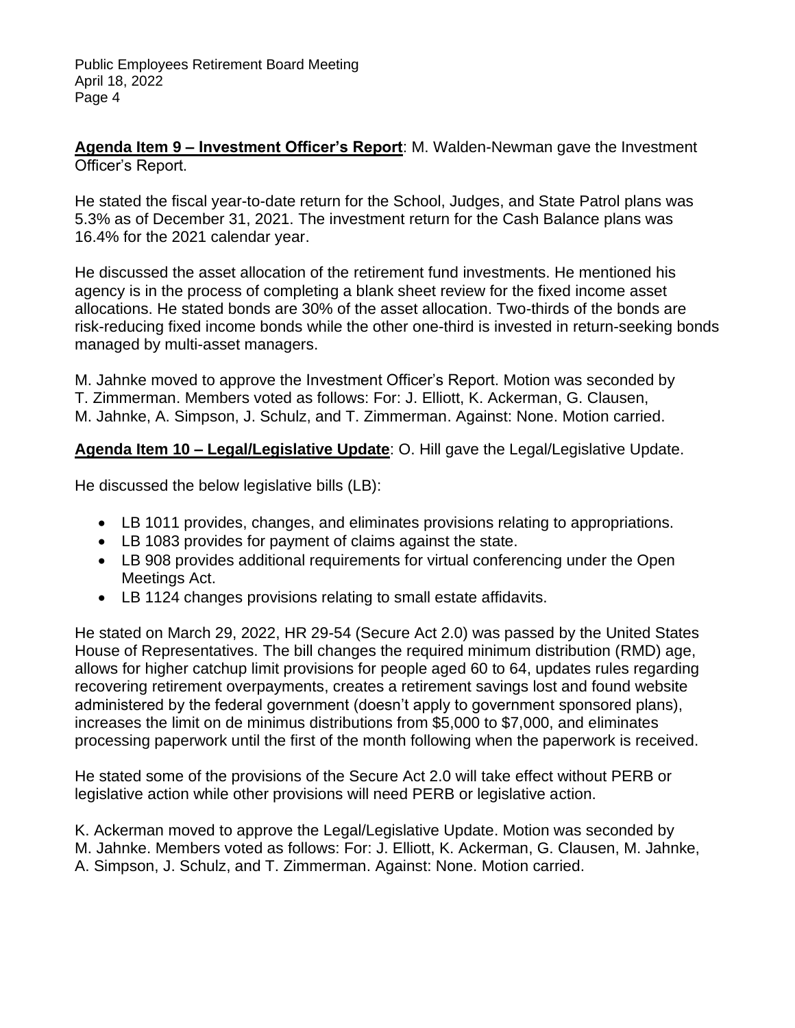**Agenda Item 9 – Investment Officer's Report**: M. Walden-Newman gave the Investment Officer's Report.

He stated the fiscal year-to-date return for the School, Judges, and State Patrol plans was 5.3% as of December 31, 2021. The investment return for the Cash Balance plans was 16.4% for the 2021 calendar year.

He discussed the asset allocation of the retirement fund investments. He mentioned his agency is in the process of completing a blank sheet review for the fixed income asset allocations. He stated bonds are 30% of the asset allocation. Two-thirds of the bonds are risk-reducing fixed income bonds while the other one-third is invested in return-seeking bonds managed by multi-asset managers.

M. Jahnke moved to approve the Investment Officer's Report. Motion was seconded by T. Zimmerman. Members voted as follows: For: J. Elliott, K. Ackerman, G. Clausen, M. Jahnke, A. Simpson, J. Schulz, and T. Zimmerman. Against: None. Motion carried.

**Agenda Item 10 – Legal/Legislative Update**: O. Hill gave the Legal/Legislative Update.

He discussed the below legislative bills (LB):

- LB 1011 provides, changes, and eliminates provisions relating to appropriations.
- LB 1083 provides for payment of claims against the state.
- LB 908 provides additional requirements for virtual conferencing under the Open Meetings Act.
- LB 1124 changes provisions relating to small estate affidavits.

He stated on March 29, 2022, HR 29-54 (Secure Act 2.0) was passed by the United States House of Representatives. The bill changes the required minimum distribution (RMD) age, allows for higher catchup limit provisions for people aged 60 to 64, updates rules regarding recovering retirement overpayments, creates a retirement savings lost and found website administered by the federal government (doesn't apply to government sponsored plans), increases the limit on de minimus distributions from $5,000 to $7,000, and eliminates processing paperwork until the first of the month following when the paperwork is received.

He stated some of the provisions of the Secure Act 2.0 will take effect without PERB or legislative action while other provisions will need PERB or legislative action.

K. Ackerman moved to approve the Legal/Legislative Update. Motion was seconded by M. Jahnke. Members voted as follows: For: J. Elliott, K. Ackerman, G. Clausen, M. Jahnke, A. Simpson, J. Schulz, and T. Zimmerman. Against: None. Motion carried.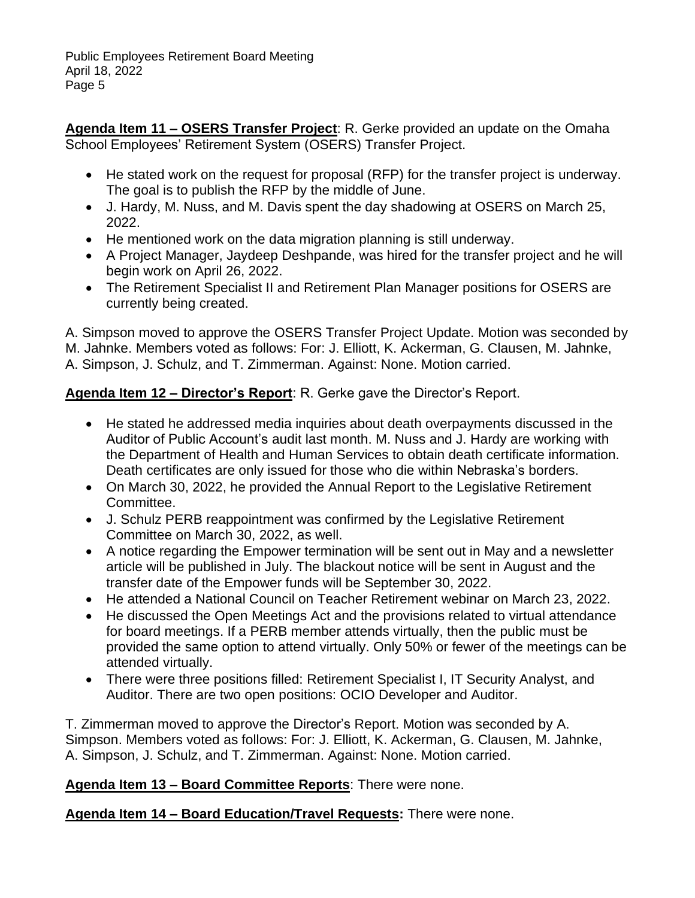**Agenda Item 11 – OSERS Transfer Project**: R. Gerke provided an update on the Omaha School Employees' Retirement System (OSERS) Transfer Project.

- He stated work on the request for proposal (RFP) for the transfer project is underway. The goal is to publish the RFP by the middle of June.
- J. Hardy, M. Nuss, and M. Davis spent the day shadowing at OSERS on March 25, 2022.
- He mentioned work on the data migration planning is still underway.
- A Project Manager, Jaydeep Deshpande, was hired for the transfer project and he will begin work on April 26, 2022.
- The Retirement Specialist II and Retirement Plan Manager positions for OSERS are currently being created.

A. Simpson moved to approve the OSERS Transfer Project Update. Motion was seconded by M. Jahnke. Members voted as follows: For: J. Elliott, K. Ackerman, G. Clausen, M. Jahnke, A. Simpson, J. Schulz, and T. Zimmerman. Against: None. Motion carried.

**Agenda Item 12 – Director's Report**: R. Gerke gave the Director's Report.

- He stated he addressed media inquiries about death overpayments discussed in the Auditor of Public Account's audit last month. M. Nuss and J. Hardy are working with the Department of Health and Human Services to obtain death certificate information. Death certificates are only issued for those who die within Nebraska's borders.
- On March 30, 2022, he provided the Annual Report to the Legislative Retirement Committee.
- J. Schulz PERB reappointment was confirmed by the Legislative Retirement Committee on March 30, 2022, as well.
- A notice regarding the Empower termination will be sent out in May and a newsletter article will be published in July. The blackout notice will be sent in August and the transfer date of the Empower funds will be September 30, 2022.
- He attended a National Council on Teacher Retirement webinar on March 23, 2022.
- He discussed the Open Meetings Act and the provisions related to virtual attendance for board meetings. If a PERB member attends virtually, then the public must be provided the same option to attend virtually. Only 50% or fewer of the meetings can be attended virtually.
- There were three positions filled: Retirement Specialist I, IT Security Analyst, and Auditor. There are two open positions: OCIO Developer and Auditor.

T. Zimmerman moved to approve the Director's Report. Motion was seconded by A. Simpson. Members voted as follows: For: J. Elliott, K. Ackerman, G. Clausen, M. Jahnke, A. Simpson, J. Schulz, and T. Zimmerman. Against: None. Motion carried.

**Agenda Item 13 – Board Committee Reports**: There were none.

**Agenda Item 14 – Board Education/Travel Requests:** There were none.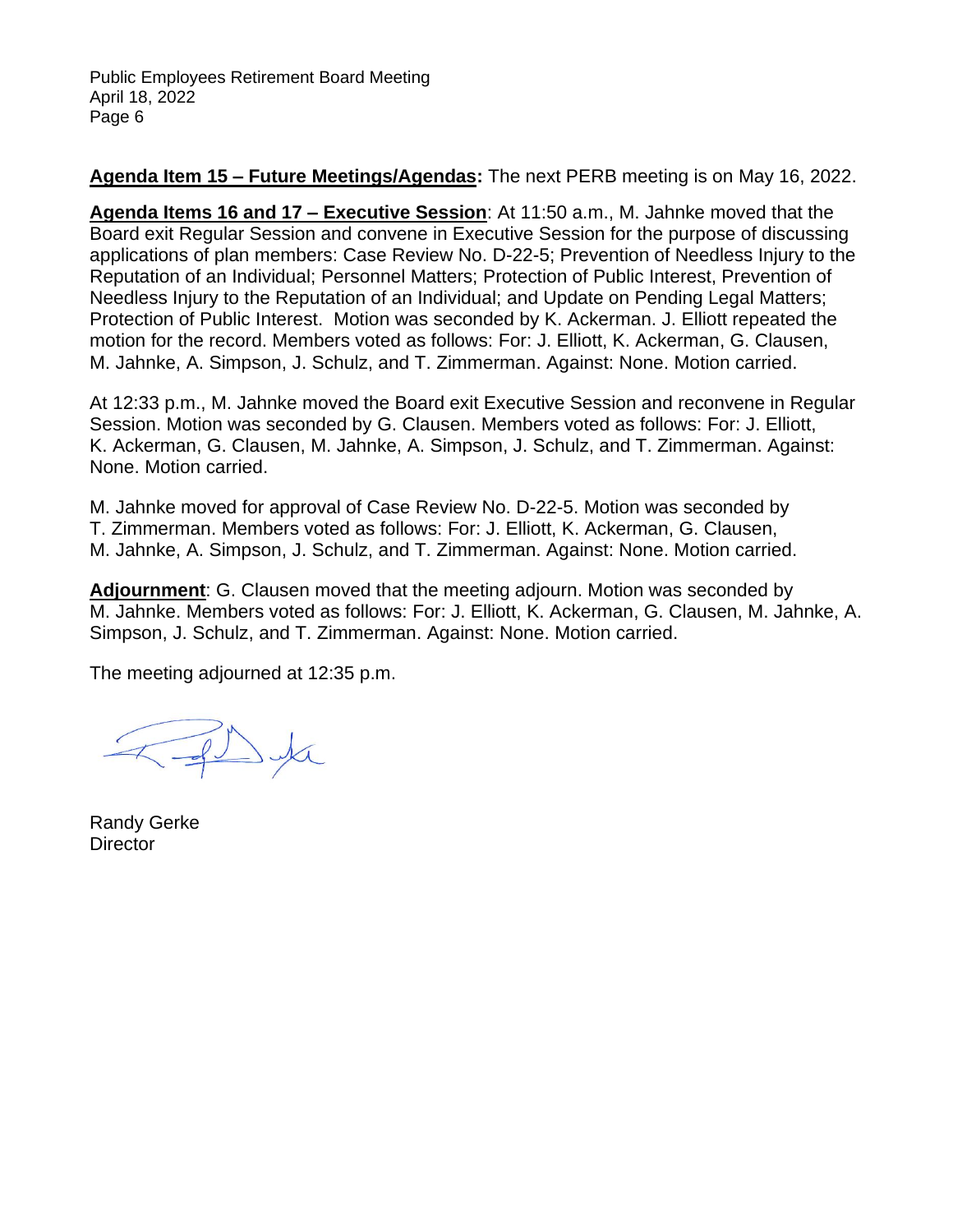**Agenda Item 15 – Future Meetings/Agendas:** The next PERB meeting is on May 16, 2022.

**Agenda Items 16 and 17 – Executive Session**: At 11:50 a.m., M. Jahnke moved that the Board exit Regular Session and convene in Executive Session for the purpose of discussing applications of plan members: Case Review No. D-22-5; Prevention of Needless Injury to the Reputation of an Individual; Personnel Matters; Protection of Public Interest, Prevention of Needless Injury to the Reputation of an Individual; and Update on Pending Legal Matters; Protection of Public Interest. Motion was seconded by K. Ackerman. J. Elliott repeated the motion for the record. Members voted as follows: For: J. Elliott, K. Ackerman, G. Clausen, M. Jahnke, A. Simpson, J. Schulz, and T. Zimmerman. Against: None. Motion carried.

At 12:33 p.m., M. Jahnke moved the Board exit Executive Session and reconvene in Regular Session. Motion was seconded by G. Clausen. Members voted as follows: For: J. Elliott, K. Ackerman, G. Clausen, M. Jahnke, A. Simpson, J. Schulz, and T. Zimmerman. Against: None. Motion carried.

M. Jahnke moved for approval of Case Review No. D-22-5. Motion was seconded by T. Zimmerman. Members voted as follows: For: J. Elliott, K. Ackerman, G. Clausen, M. Jahnke, A. Simpson, J. Schulz, and T. Zimmerman. Against: None. Motion carried.

**Adjournment**: G. Clausen moved that the meeting adjourn. Motion was seconded by M. Jahnke. Members voted as follows: For: J. Elliott, K. Ackerman, G. Clausen, M. Jahnke, A. Simpson, J. Schulz, and T. Zimmerman. Against: None. Motion carried.

The meeting adjourned at 12:35 p.m.

Randy Gerke
Director